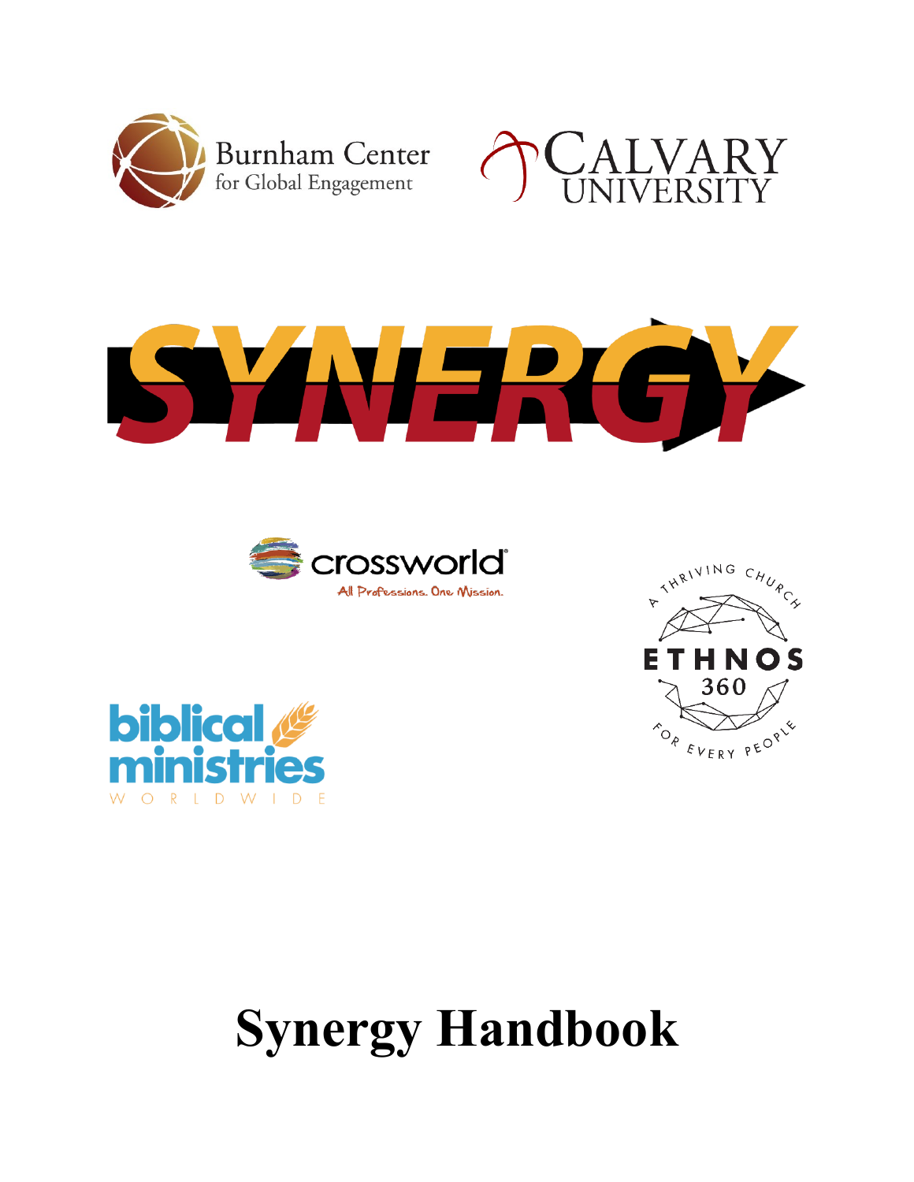Burnham Center for Global Engagement

Calvary University

SYNERGY

crossworld

All Professions. One Mission.

A Thriving Church ETHNOS 360 For Every People

biblical ministries WORLDWIDE

# Synergy Handbook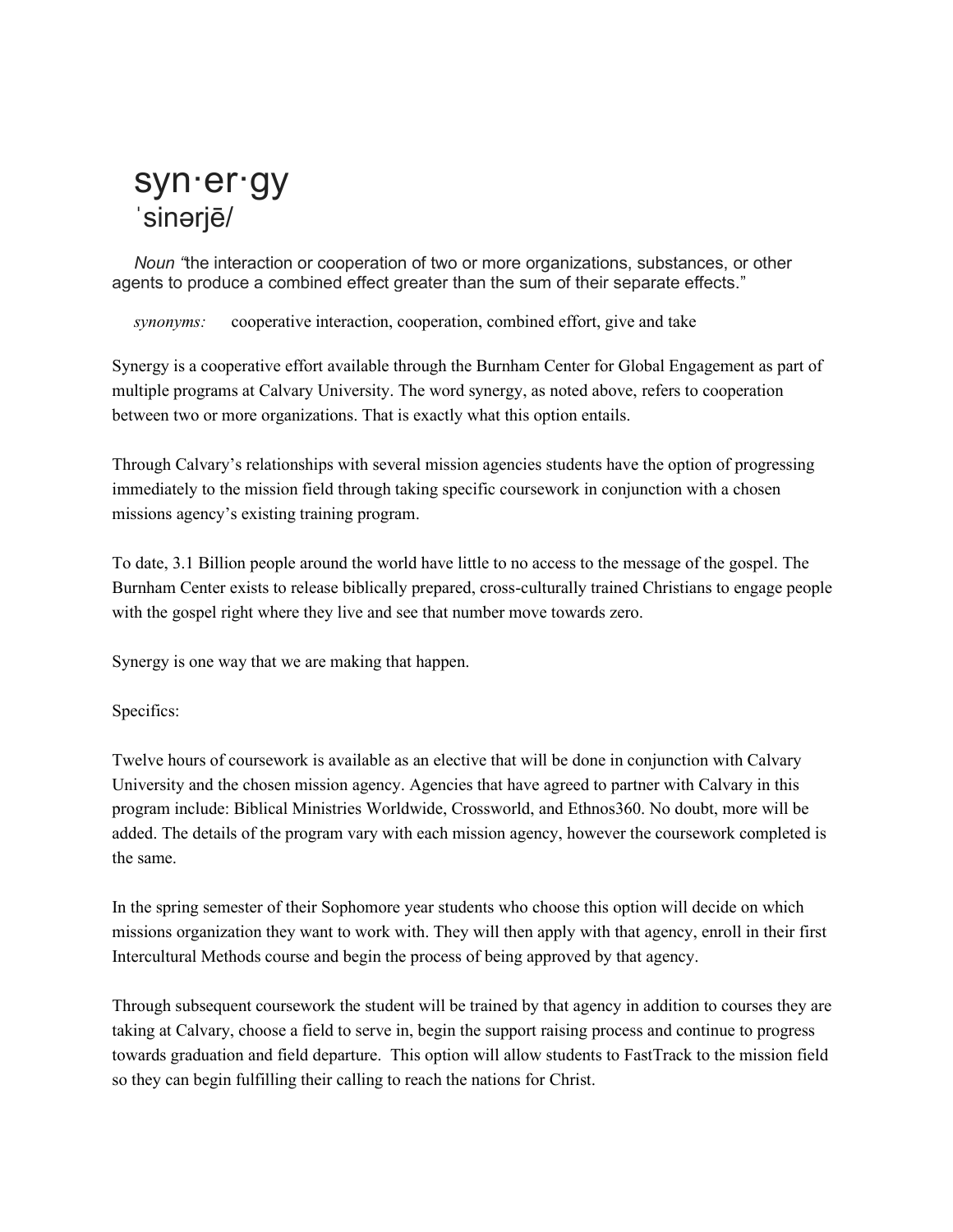# syn·er·gy
## ˈsinərjē/

*Noun* “the interaction or cooperation of two or more organizations, substances, or other agents to produce a combined effect greater than the sum of their separate effects.”

*synonyms:* cooperative interaction, cooperation, combined effort, give and take

Synergy is a cooperative effort available through the Burnham Center for Global Engagement as part of multiple programs at Calvary University. The word synergy, as noted above, refers to cooperation between two or more organizations. That is exactly what this option entails.

Through Calvary’s relationships with several mission agencies students have the option of progressing immediately to the mission field through taking specific coursework in conjunction with a chosen missions agency’s existing training program.

To date, 3.1 Billion people around the world have little to no access to the message of the gospel. The Burnham Center exists to release biblically prepared, cross-culturally trained Christians to engage people with the gospel right where they live and see that number move towards zero.

Synergy is one way that we are making that happen.

Specifics:

Twelve hours of coursework is available as an elective that will be done in conjunction with Calvary University and the chosen mission agency. Agencies that have agreed to partner with Calvary in this program include: Biblical Ministries Worldwide, Crossworld, and Ethnos360. No doubt, more will be added. The details of the program vary with each mission agency, however the coursework completed is the same.

In the spring semester of their Sophomore year students who choose this option will decide on which missions organization they want to work with. They will then apply with that agency, enroll in their first Intercultural Methods course and begin the process of being approved by that agency.

Through subsequent coursework the student will be trained by that agency in addition to courses they are taking at Calvary, choose a field to serve in, begin the support raising process and continue to progress towards graduation and field departure. This option will allow students to FastTrack to the mission field so they can begin fulfilling their calling to reach the nations for Christ.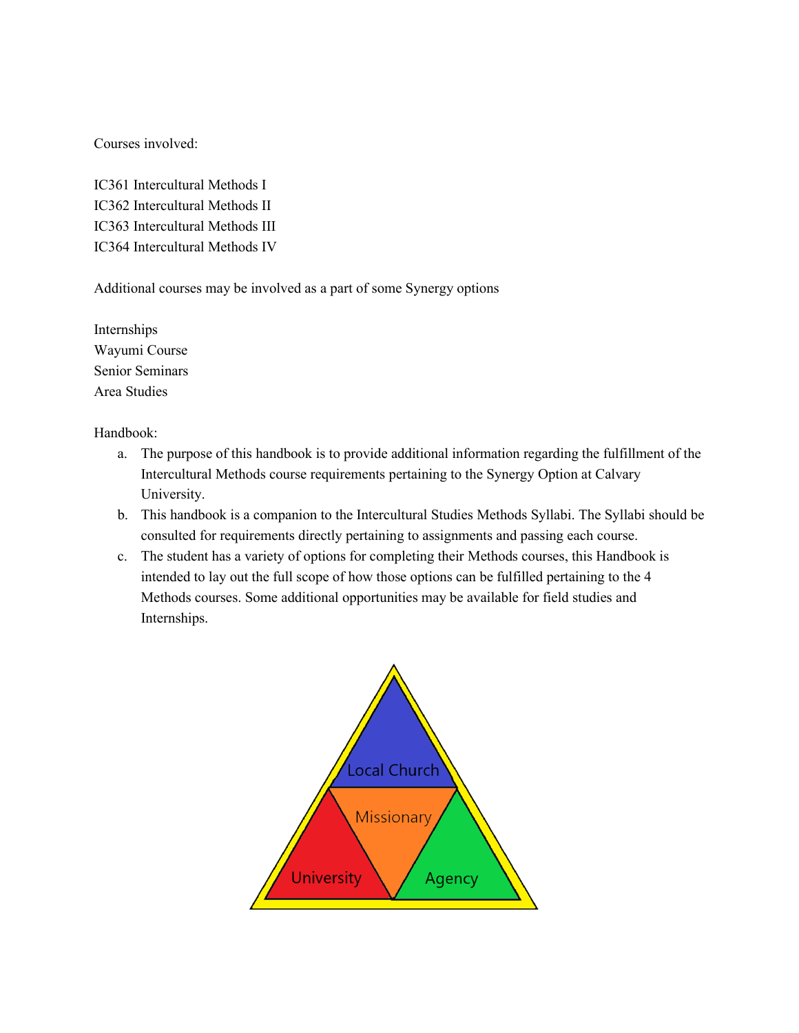Courses involved:

IC361 Intercultural Methods I
IC362 Intercultural Methods II
IC363 Intercultural Methods III
IC364 Intercultural Methods IV

Additional courses may be involved as a part of some Synergy options

Internships
Wayumi Course
Senior Seminars
Area Studies

Handbook:

a. The purpose of this handbook is to provide additional information regarding the fulfillment of the Intercultural Methods course requirements pertaining to the Synergy Option at Calvary University.
b. This handbook is a companion to the Intercultural Studies Methods Syllabi. The Syllabi should be consulted for requirements directly pertaining to assignments and passing each course.
c. The student has a variety of options for completing their Methods courses, this Handbook is intended to lay out the full scope of how those options can be fulfilled pertaining to the 4 Methods courses. Some additional opportunities may be available for field studies and Internships.

Local Church
Missionary
University
Agency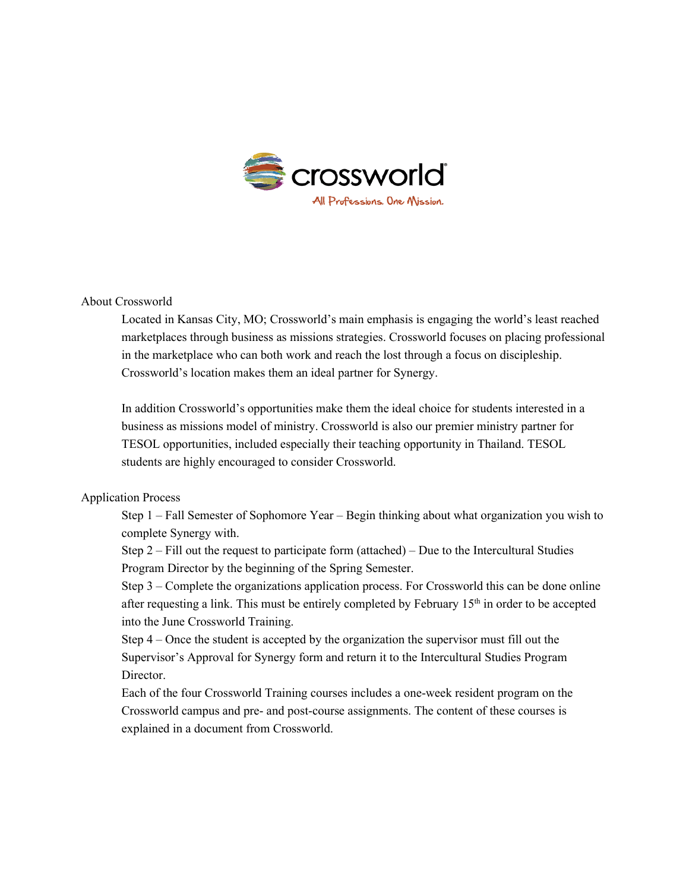crossworld

All Professions. One Mission.

About Crossworld

Located in Kansas City, MO; Crossworld's main emphasis is engaging the world's least reached marketplaces through business as missions strategies. Crossworld focuses on placing professional in the marketplace who can both work and reach the lost through a focus on discipleship. Crossworld's location makes them an ideal partner for Synergy.

In addition Crossworld's opportunities make them the ideal choice for students interested in a business as missions model of ministry. Crossworld is also our premier ministry partner for TESOL opportunities, included especially their teaching opportunity in Thailand. TESOL students are highly encouraged to consider Crossworld.

Application Process

Step 1 – Fall Semester of Sophomore Year – Begin thinking about what organization you wish to complete Synergy with.

Step 2 – Fill out the request to participate form (attached) – Due to the Intercultural Studies Program Director by the beginning of the Spring Semester.

Step 3 – Complete the organizations application process. For Crossworld this can be done online after requesting a link. This must be entirely completed by February 15th in order to be accepted into the June Crossworld Training.

Step 4 – Once the student is accepted by the organization the supervisor must fill out the Supervisor's Approval for Synergy form and return it to the Intercultural Studies Program Director.

Each of the four Crossworld Training courses includes a one-week resident program on the Crossworld campus and pre- and post-course assignments. The content of these courses is explained in a document from Crossworld.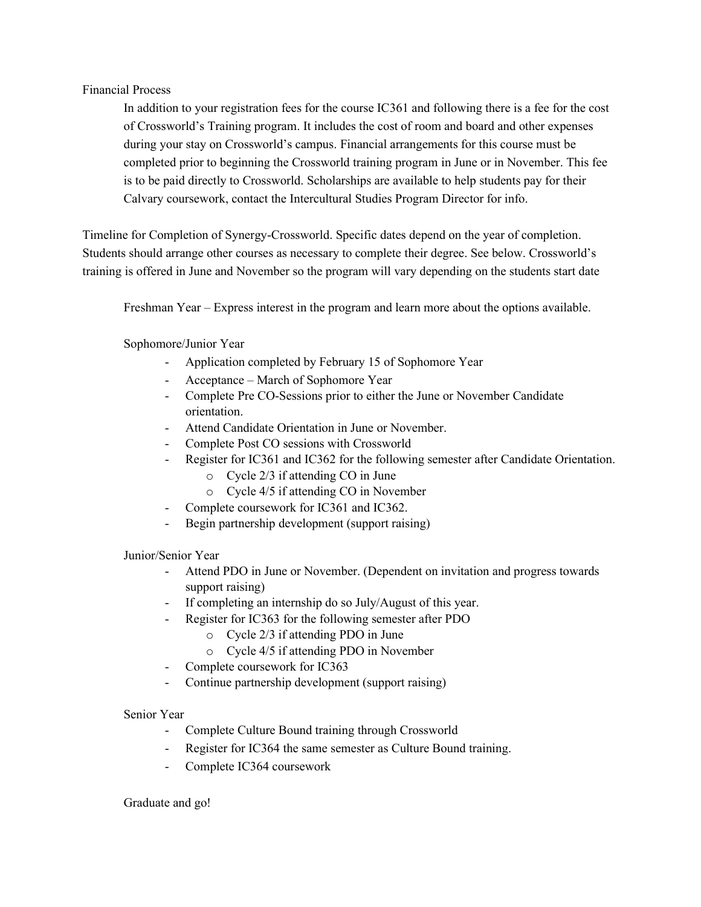## Financial Process

In addition to your registration fees for the course IC361 and following there is a fee for the cost of Crossworld's Training program. It includes the cost of room and board and other expenses during your stay on Crossworld's campus. Financial arrangements for this course must be completed prior to beginning the Crossworld training program in June or in November. This fee is to be paid directly to Crossworld. Scholarships are available to help students pay for their Calvary coursework, contact the Intercultural Studies Program Director for info.

Timeline for Completion of Synergy-Crossworld. Specific dates depend on the year of completion. Students should arrange other courses as necessary to complete their degree. See below. Crossworld's training is offered in June and November so the program will vary depending on the students start date

Freshman Year – Express interest in the program and learn more about the options available.

Sophomore/Junior Year

- Application completed by February 15 of Sophomore Year
- Acceptance – March of Sophomore Year
- Complete Pre CO-Sessions prior to either the June or November Candidate orientation.
- Attend Candidate Orientation in June or November.
- Complete Post CO sessions with Crossworld
- Register for IC361 and IC362 for the following semester after Candidate Orientation.
  - Cycle 2/3 if attending CO in June
  - Cycle 4/5 if attending CO in November
- Complete coursework for IC361 and IC362.
- Begin partnership development (support raising)

Junior/Senior Year

- Attend PDO in June or November. (Dependent on invitation and progress towards support raising)
- If completing an internship do so July/August of this year.
- Register for IC363 for the following semester after PDO
  - Cycle 2/3 if attending PDO in June
  - Cycle 4/5 if attending PDO in November
- Complete coursework for IC363
- Continue partnership development (support raising)

Senior Year

- Complete Culture Bound training through Crossworld
- Register for IC364 the same semester as Culture Bound training.
- Complete IC364 coursework

Graduate and go!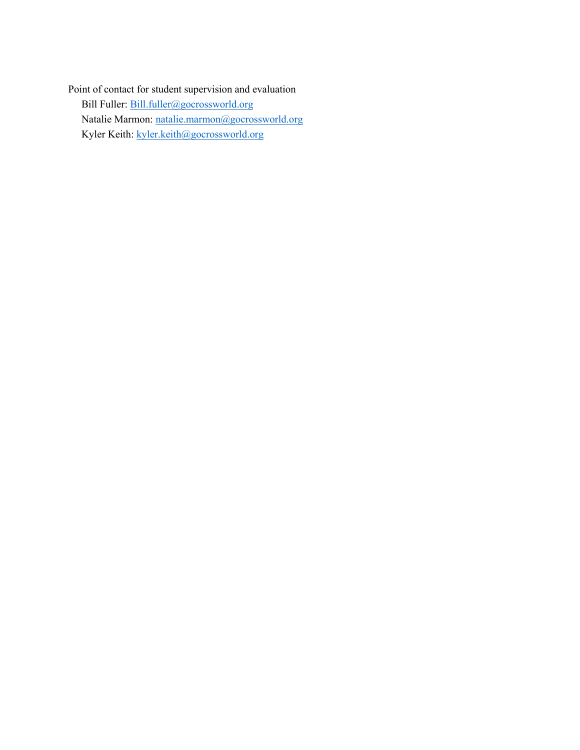Point of contact for student supervision and evaluation

- Bill Fuller: [Bill.fuller@gocrossworld.org](mailto:Bill.fuller@gocrossworld.org)
- Natalie Marmon: [natalie.marmon@gocrossworld.org](mailto:natalie.marmon@gocrossworld.org)
- Kyler Keith: [kyler.keith@gocrossworld.org](mailto:kyler.keith@gocrossworld.org)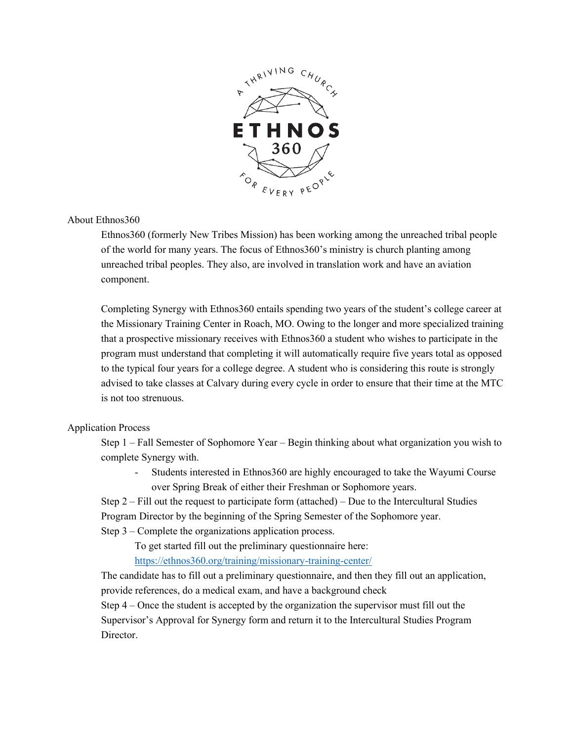## About Ethnos360

Ethnos360 (formerly New Tribes Mission) has been working among the unreached tribal people of the world for many years. The focus of Ethnos360's ministry is church planting among unreached tribal peoples. They also, are involved in translation work and have an aviation component.

Completing Synergy with Ethnos360 entails spending two years of the student's college career at the Missionary Training Center in Roach, MO. Owing to the longer and more specialized training that a prospective missionary receives with Ethnos360 a student who wishes to participate in the program must understand that completing it will automatically require five years total as opposed to the typical four years for a college degree. A student who is considering this route is strongly advised to take classes at Calvary during every cycle in order to ensure that their time at the MTC is not too strenuous.

## Application Process

Step 1 – Fall Semester of Sophomore Year – Begin thinking about what organization you wish to complete Synergy with.

- Students interested in Ethnos360 are highly encouraged to take the Wayumi Course over Spring Break of either their Freshman or Sophomore years.

Step 2 – Fill out the request to participate form (attached) – Due to the Intercultural Studies Program Director by the beginning of the Spring Semester of the Sophomore year.

Step 3 – Complete the organizations application process.

To get started fill out the preliminary questionnaire here: [https://ethnos360.org/training/missionary-training-center/](https://ethnos360.org/training/missionary-training-center/)

The candidate has to fill out a preliminary questionnaire, and then they fill out an application, provide references, do a medical exam, and have a background check

Step 4 – Once the student is accepted by the organization the supervisor must fill out the Supervisor's Approval for Synergy form and return it to the Intercultural Studies Program Director.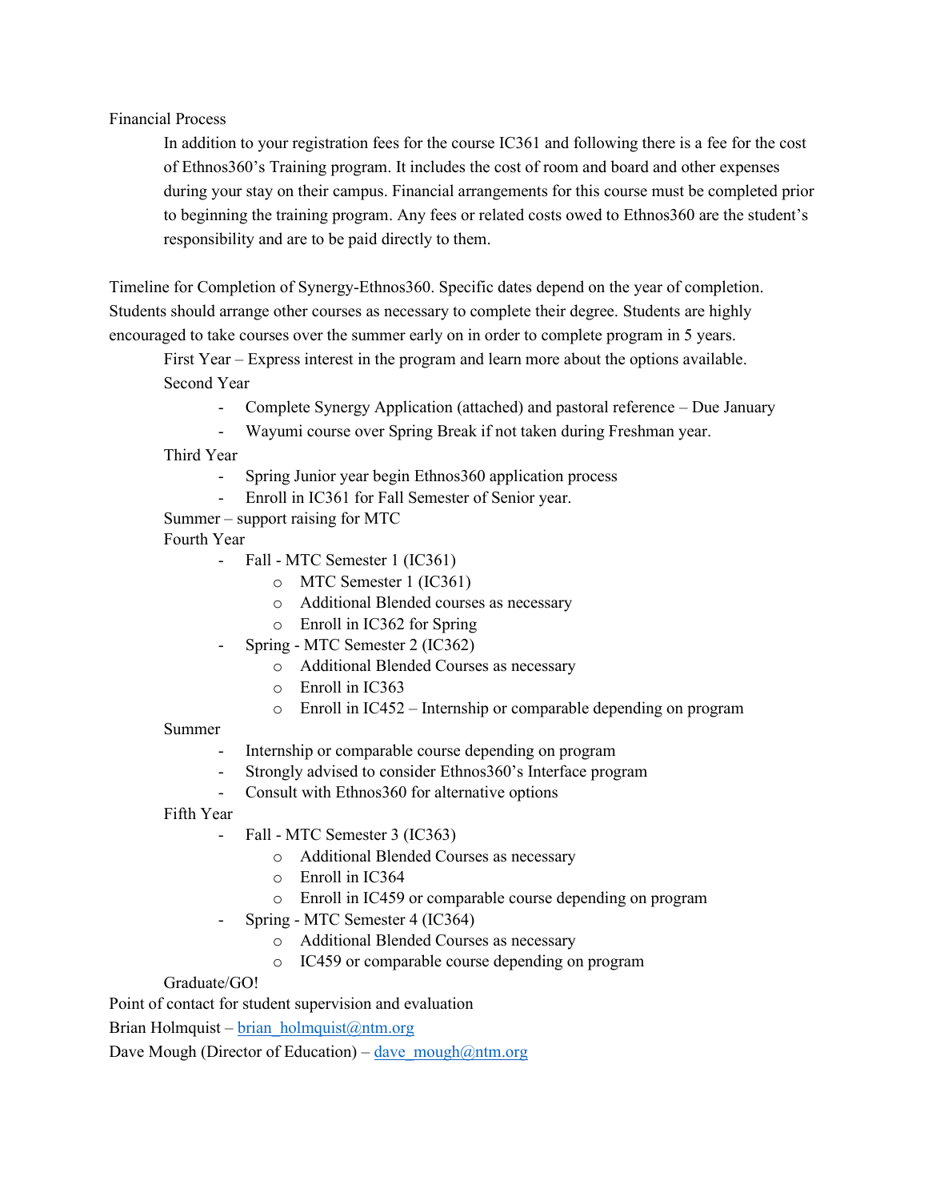Financial Process

In addition to your registration fees for the course IC361 and following there is a fee for the cost of Ethnos360's Training program. It includes the cost of room and board and other expenses during your stay on their campus. Financial arrangements for this course must be completed prior to beginning the training program. Any fees or related costs owed to Ethnos360 are the student's responsibility and are to be paid directly to them.

Timeline for Completion of Synergy-Ethnos360. Specific dates depend on the year of completion. Students should arrange other courses as necessary to complete their degree. Students are highly encouraged to take courses over the summer early on in order to complete program in 5 years.

First Year – Express interest in the program and learn more about the options available.

Second Year

- Complete Synergy Application (attached) and pastoral reference – Due January
- Wayumi course over Spring Break if not taken during Freshman year.

Third Year

- Spring Junior year begin Ethnos360 application process
- Enroll in IC361 for Fall Semester of Senior year.

Summer – support raising for MTC

Fourth Year

- Fall - MTC Semester 1 (IC361)
  - MTC Semester 1 (IC361)
  - Additional Blended courses as necessary
  - Enroll in IC362 for Spring
- Spring - MTC Semester 2 (IC362)
  - Additional Blended Courses as necessary
  - Enroll in IC363
  - Enroll in IC452 – Internship or comparable depending on program

Summer

- Internship or comparable course depending on program
- Strongly advised to consider Ethnos360's Interface program
- Consult with Ethnos360 for alternative options

Fifth Year

- Fall - MTC Semester 3 (IC363)
  - Additional Blended Courses as necessary
  - Enroll in IC364
  - Enroll in IC459 or comparable course depending on program
- Spring - MTC Semester 4 (IC364)
  - Additional Blended Courses as necessary
  - IC459 or comparable course depending on program

Graduate/GO!

Point of contact for student supervision and evaluation

Brian Holmquist – brian_holmquist@ntm.org

Dave Mough (Director of Education) – dave_mough@ntm.org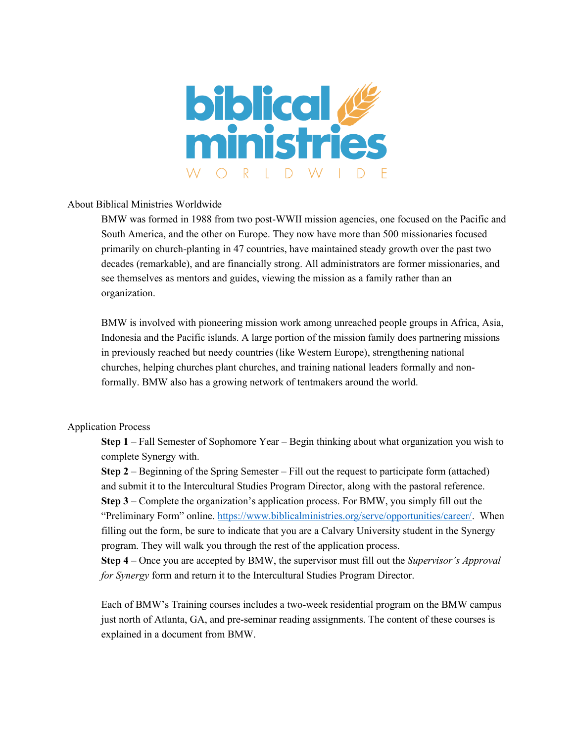About Biblical Ministries Worldwide

BMW was formed in 1988 from two post-WWII mission agencies, one focused on the Pacific and South America, and the other on Europe. They now have more than 500 missionaries focused primarily on church-planting in 47 countries, have maintained steady growth over the past two decades (remarkable), and are financially strong. All administrators are former missionaries, and see themselves as mentors and guides, viewing the mission as a family rather than an organization.

BMW is involved with pioneering mission work among unreached people groups in Africa, Asia, Indonesia and the Pacific islands. A large portion of the mission family does partnering missions in previously reached but needy countries (like Western Europe), strengthening national churches, helping churches plant churches, and training national leaders formally and non-formally. BMW also has a growing network of tentmakers around the world.

Application Process

**Step 1** – Fall Semester of Sophomore Year – Begin thinking about what organization you wish to complete Synergy with.

**Step 2** – Beginning of the Spring Semester – Fill out the request to participate form (attached) and submit it to the Intercultural Studies Program Director, along with the pastoral reference.

**Step 3** – Complete the organization's application process. For BMW, you simply fill out the "Preliminary Form" online. [https://www.biblicalministries.org/serve/opportunities/career/](https://www.biblicalministries.org/serve/opportunities/career/). When filling out the form, be sure to indicate that you are a Calvary University student in the Synergy program. They will walk you through the rest of the application process.

**Step 4** – Once you are accepted by BMW, the supervisor must fill out the *Supervisor's Approval for Synergy* form and return it to the Intercultural Studies Program Director.

Each of BMW's Training courses includes a two-week residential program on the BMW campus just north of Atlanta, GA, and pre-seminar reading assignments. The content of these courses is explained in a document from BMW.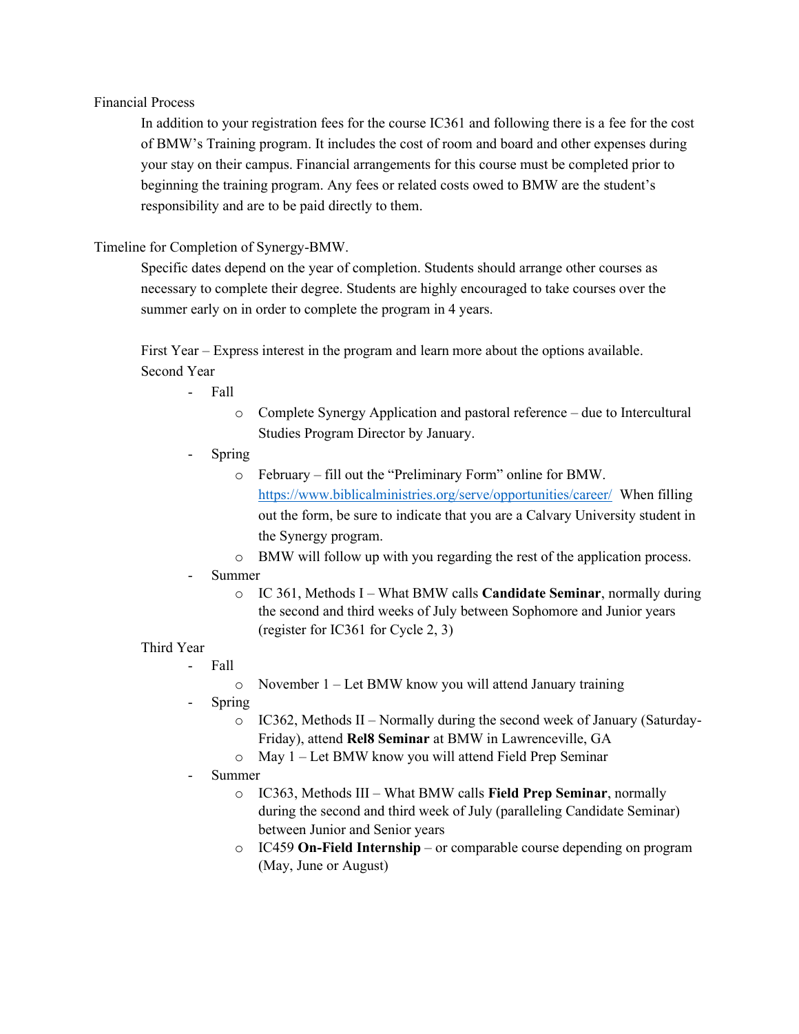## Financial Process

In addition to your registration fees for the course IC361 and following there is a fee for the cost of BMW's Training program. It includes the cost of room and board and other expenses during your stay on their campus. Financial arrangements for this course must be completed prior to beginning the training program. Any fees or related costs owed to BMW are the student's responsibility and are to be paid directly to them.

## Timeline for Completion of Synergy-BMW.

Specific dates depend on the year of completion. Students should arrange other courses as necessary to complete their degree. Students are highly encouraged to take courses over the summer early on in order to complete the program in 4 years.

First Year – Express interest in the program and learn more about the options available.

Second Year

- Fall
  - Complete Synergy Application and pastoral reference – due to Intercultural Studies Program Director by January.
- Spring
  - February – fill out the "Preliminary Form" online for BMW. https://www.biblicalministries.org/serve/opportunities/career/ When filling out the form, be sure to indicate that you are a Calvary University student in the Synergy program.
  - BMW will follow up with you regarding the rest of the application process.
- Summer
  - IC 361, Methods I – What BMW calls **Candidate Seminar**, normally during the second and third weeks of July between Sophomore and Junior years (register for IC361 for Cycle 2, 3)

Third Year

- Fall
  - November 1 – Let BMW know you will attend January training
- Spring
  - IC362, Methods II – Normally during the second week of January (Saturday-Friday), attend **Rel8 Seminar** at BMW in Lawrenceville, GA
  - May 1 – Let BMW know you will attend Field Prep Seminar
- Summer
  - IC363, Methods III – What BMW calls **Field Prep Seminar**, normally during the second and third week of July (paralleling Candidate Seminar) between Junior and Senior years
  - IC459 **On-Field Internship** – or comparable course depending on program (May, June or August)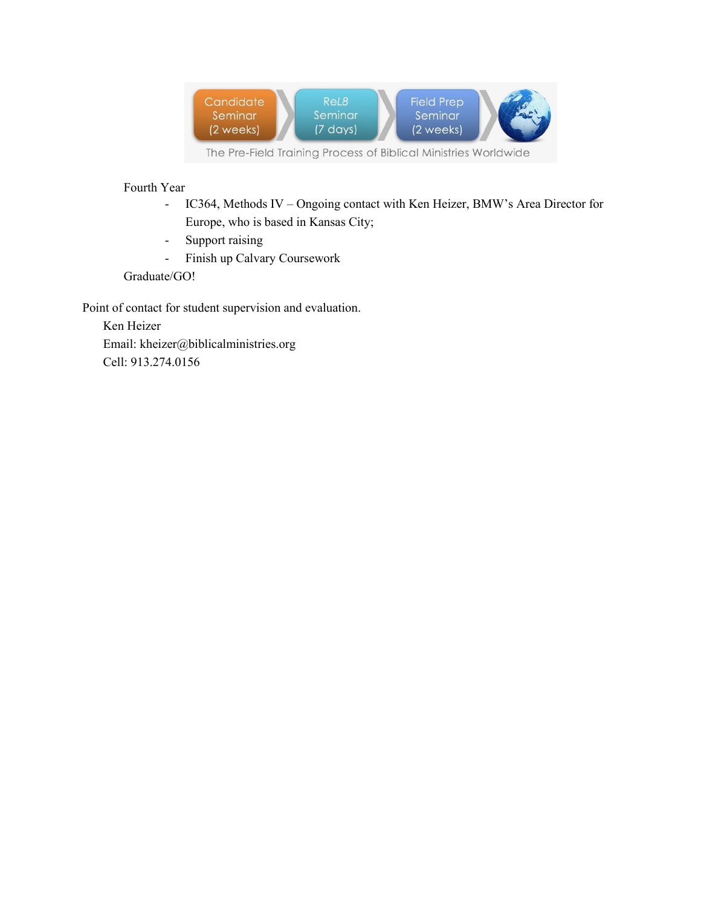Candidate Seminar (2 weeks) › ReL8 Seminar (7 days) › Field Prep Seminar (2 weeks) ›

The Pre-Field Training Process of Biblical Ministries Worldwide

Fourth Year

- IC364, Methods IV – Ongoing contact with Ken Heizer, BMW's Area Director for Europe, who is based in Kansas City;
- Support raising
- Finish up Calvary Coursework

Graduate/GO!

Point of contact for student supervision and evaluation.

Ken Heizer
Email: kheizer@biblicalministries.org
Cell: 913.274.0156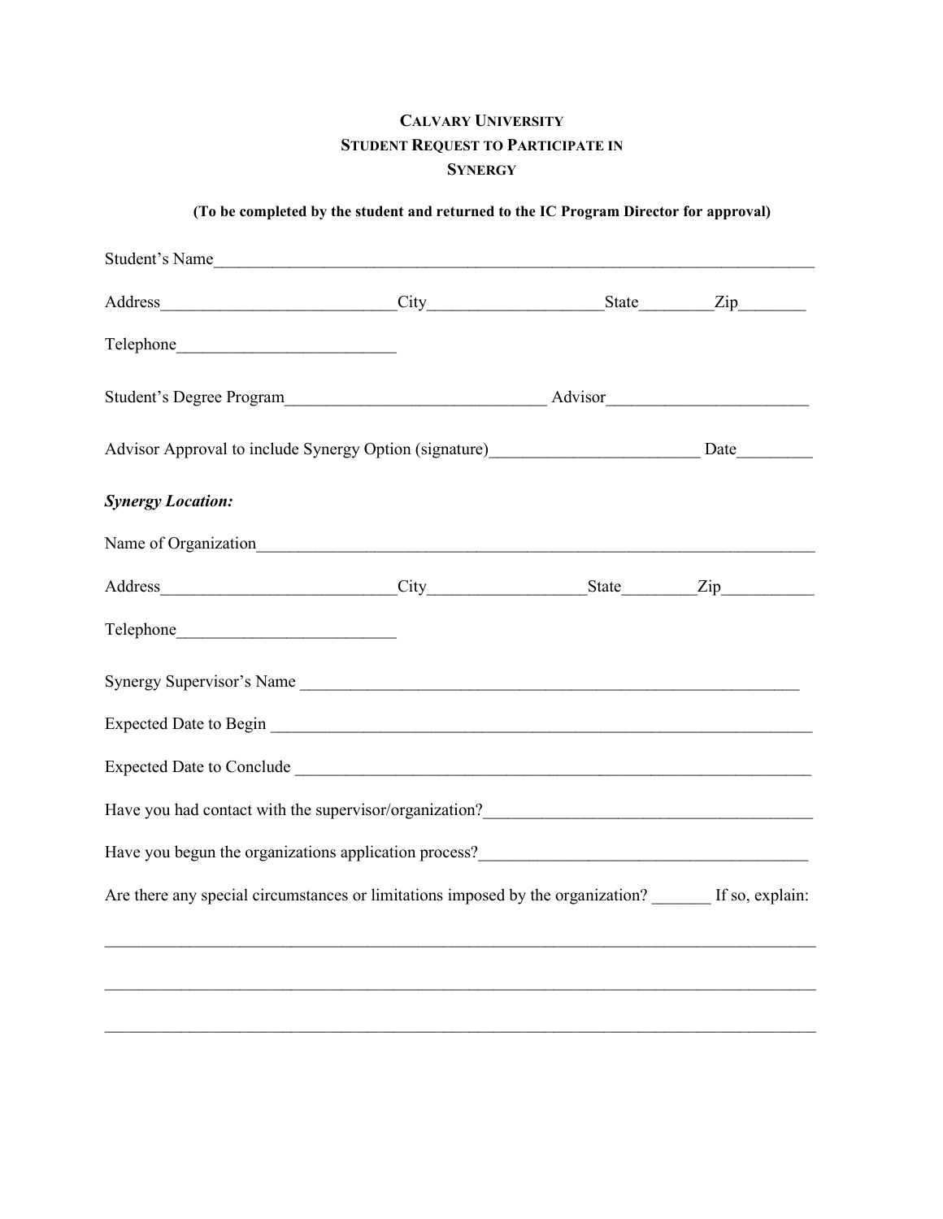# Calvary University
## Student Request to Participate in
## Synergy

**(To be completed by the student and returned to the IC Program Director for approval)**

Student's Name_______________________________________________________________________

Address___________________________City____________________State________Zip_______

Telephone_________________________

Student's Degree Program______________________________ Advisor_______________________

Advisor Approval to include Synergy Option (signature)________________________ Date________

***Synergy Location:***

Name of Organization___________________________________________________________________

Address___________________________City__________________State________Zip__________

Telephone_________________________

Synergy Supervisor's Name ________________________________________________________

Expected Date to Begin ___________________________________________________________

Expected Date to Conclude ________________________________________________________

Have you had contact with the supervisor/organization?_____________________________________

Have you begun the organizations application process?_____________________________________

Are there any special circumstances or limitations imposed by the organization? _______ If so, explain:

_______________________________________________________________________________

_______________________________________________________________________________

_______________________________________________________________________________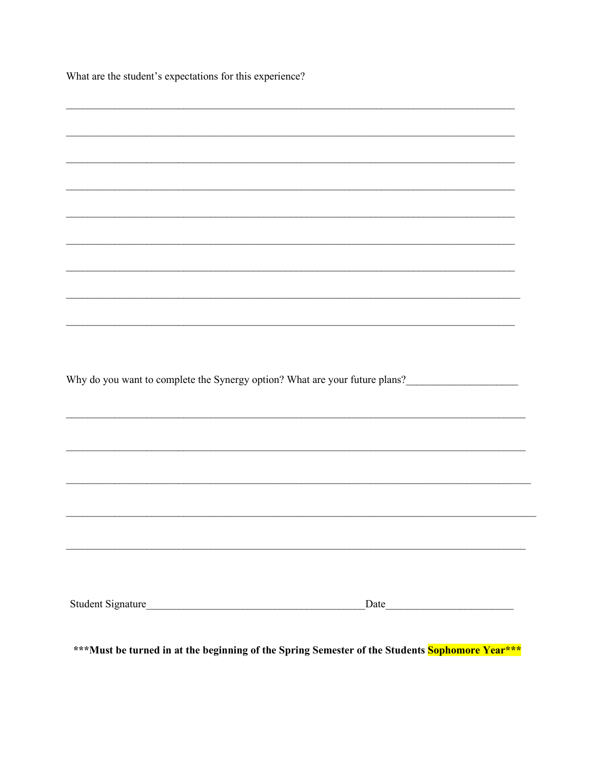What are the student's expectations for this experience?

_____________________________________________________________________________________

_____________________________________________________________________________________

_____________________________________________________________________________________

_____________________________________________________________________________________

_____________________________________________________________________________________

_____________________________________________________________________________________

_____________________________________________________________________________________

_____________________________________________________________________________________

_____________________________________________________________________________________

Why do you want to complete the Synergy option? What are your future plans?_____________________

_____________________________________________________________________________________

_____________________________________________________________________________________

_____________________________________________________________________________________

_____________________________________________________________________________________

_____________________________________________________________________________________

Student Signature_________________________________________Date________________________

**\*\*\*Must be turned in at the beginning of the Spring Semester of the Students Sophomore Year\*\*\***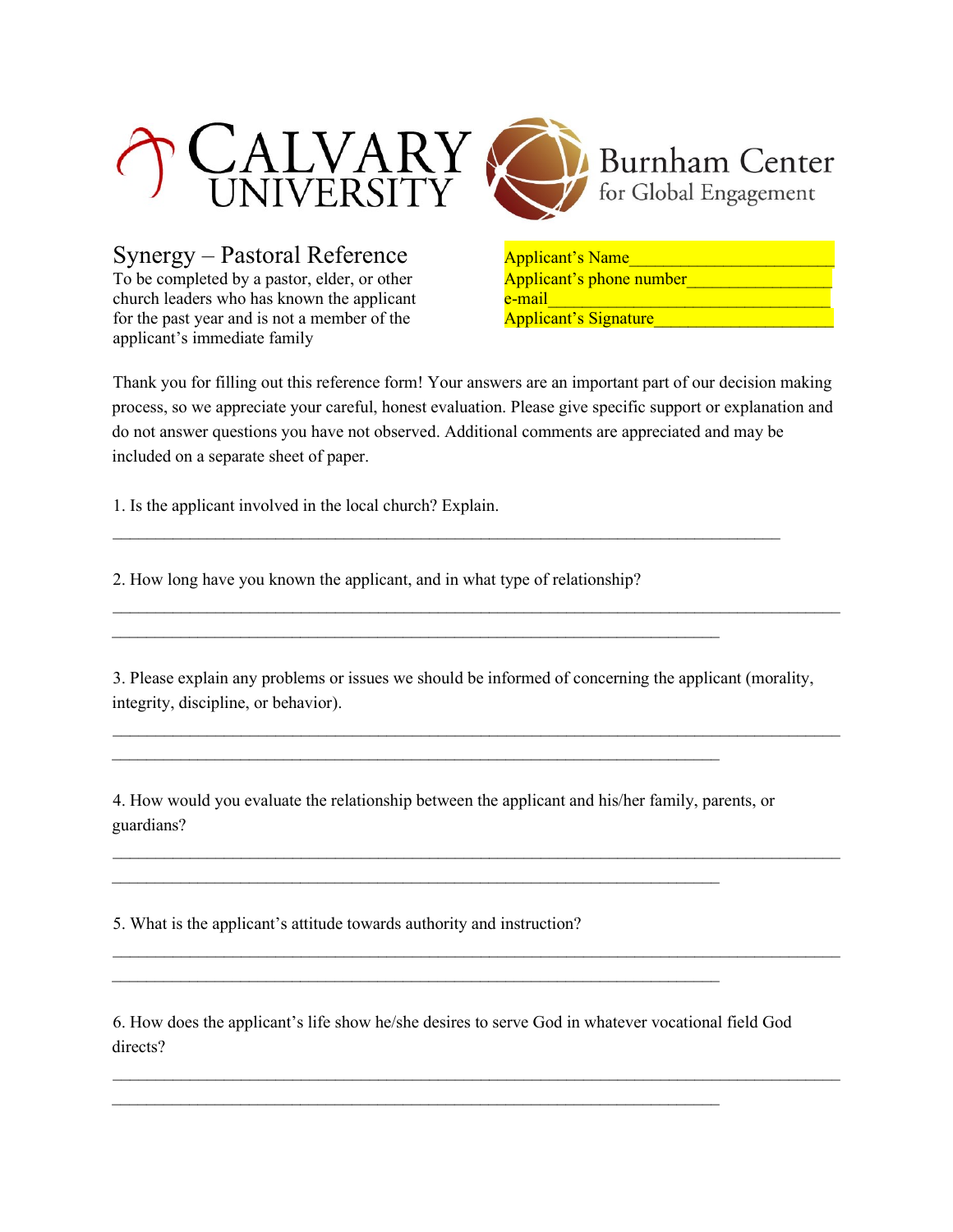CALVARY UNIVERSITY

Burnham Center for Global Engagement

## Synergy – Pastoral Reference

To be completed by a pastor, elder, or other church leaders who has known the applicant for the past year and is not a member of the applicant's immediate family

Applicant's Name________________________

Applicant's phone number________________

e-mail_________________________________

Applicant's Signature_____________________

Thank you for filling out this reference form! Your answers are an important part of our decision making process, so we appreciate your careful, honest evaluation. Please give specific support or explanation and do not answer questions you have not observed. Additional comments are appreciated and may be included on a separate sheet of paper.

1. Is the applicant involved in the local church? Explain.

_______________________________________________________________________________

2. How long have you known the applicant, and in what type of relationship?

_______________________________________________________________________________

_______________________________________________________________________

3. Please explain any problems or issues we should be informed of concerning the applicant (morality, integrity, discipline, or behavior).

_______________________________________________________________________________

_______________________________________________________________________

4. How would you evaluate the relationship between the applicant and his/her family, parents, or guardians?

_______________________________________________________________________________

_______________________________________________________________________

5. What is the applicant's attitude towards authority and instruction?

_______________________________________________________________________________

_______________________________________________________________________

6. How does the applicant's life show he/she desires to serve God in whatever vocational field God directs?

_______________________________________________________________________________

_______________________________________________________________________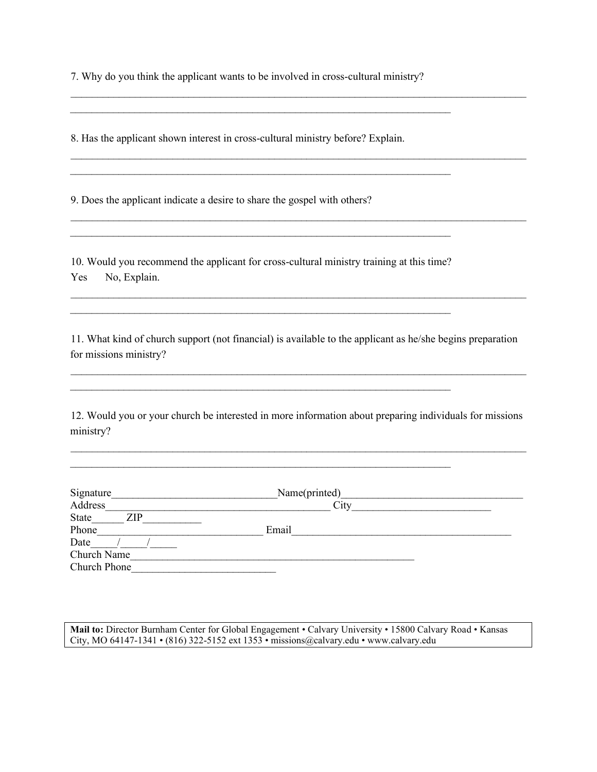7. Why do you think the applicant wants to be involved in cross-cultural ministry?

______________________________________________________________________________________

______________________________________________________________________

8. Has the applicant shown interest in cross-cultural ministry before? Explain.

______________________________________________________________________________________

______________________________________________________________________

9. Does the applicant indicate a desire to share the gospel with others?

______________________________________________________________________________________

______________________________________________________________________

10. Would you recommend the applicant for cross-cultural ministry training at this time?
Yes No, Explain.

______________________________________________________________________________________

______________________________________________________________________

11. What kind of church support (not financial) is available to the applicant as he/she begins preparation for missions ministry?

______________________________________________________________________________________

______________________________________________________________________

12. Would you or your church be interested in more information about preparing individuals for missions ministry?

______________________________________________________________________________________

______________________________________________________________________

Signature______________________________Name(printed)_________________________________
Address_________________________________________ City_________________________
State______ ZIP___________
Phone______________________________ Email________________________________________
Date_____/_____/_____
Church Name_____________________________________________________
Church Phone___________________________

**Mail to:** Director Burnham Center for Global Engagement • Calvary University • 15800 Calvary Road • Kansas City, MO 64147-1341 • (816) 322-5152 ext 1353 • missions@calvary.edu • www.calvary.edu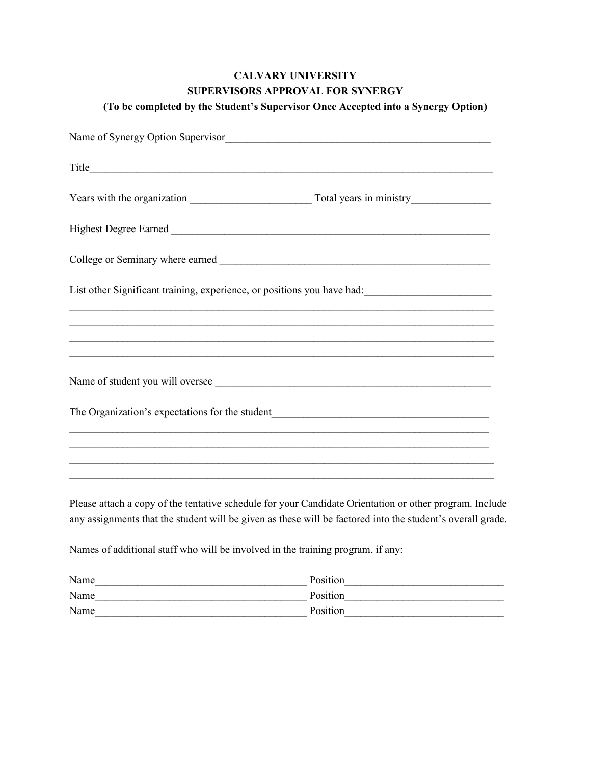**CALVARY UNIVERSITY**
**SUPERVISORS APPROVAL FOR SYNERGY**
**(To be completed by the Student's Supervisor Once Accepted into a Synergy Option)**

Name of Synergy Option Supervisor___________________________________________________

Title_____________________________________________________________________________

Years with the organization ______________________ Total years in ministry_______________

Highest Degree Earned ____________________________________________________________

College or Seminary where earned ___________________________________________________

List other Significant training, experience, or positions you have had:_______________________
___________________________________________________________________________________
___________________________________________________________________________________
___________________________________________________________________________________
___________________________________________________________________________________

Name of student you will oversee ____________________________________________________

The Organization's expectations for the student_________________________________________
___________________________________________________________________________________
___________________________________________________________________________________
___________________________________________________________________________________
___________________________________________________________________________________

Please attach a copy of the tentative schedule for your Candidate Orientation or other program. Include any assignments that the student will be given as these will be factored into the student's overall grade.

Names of additional staff who will be involved in the training program, if any:

Name_______________________________________ Position_____________________________
Name_______________________________________ Position_____________________________
Name_______________________________________ Position_____________________________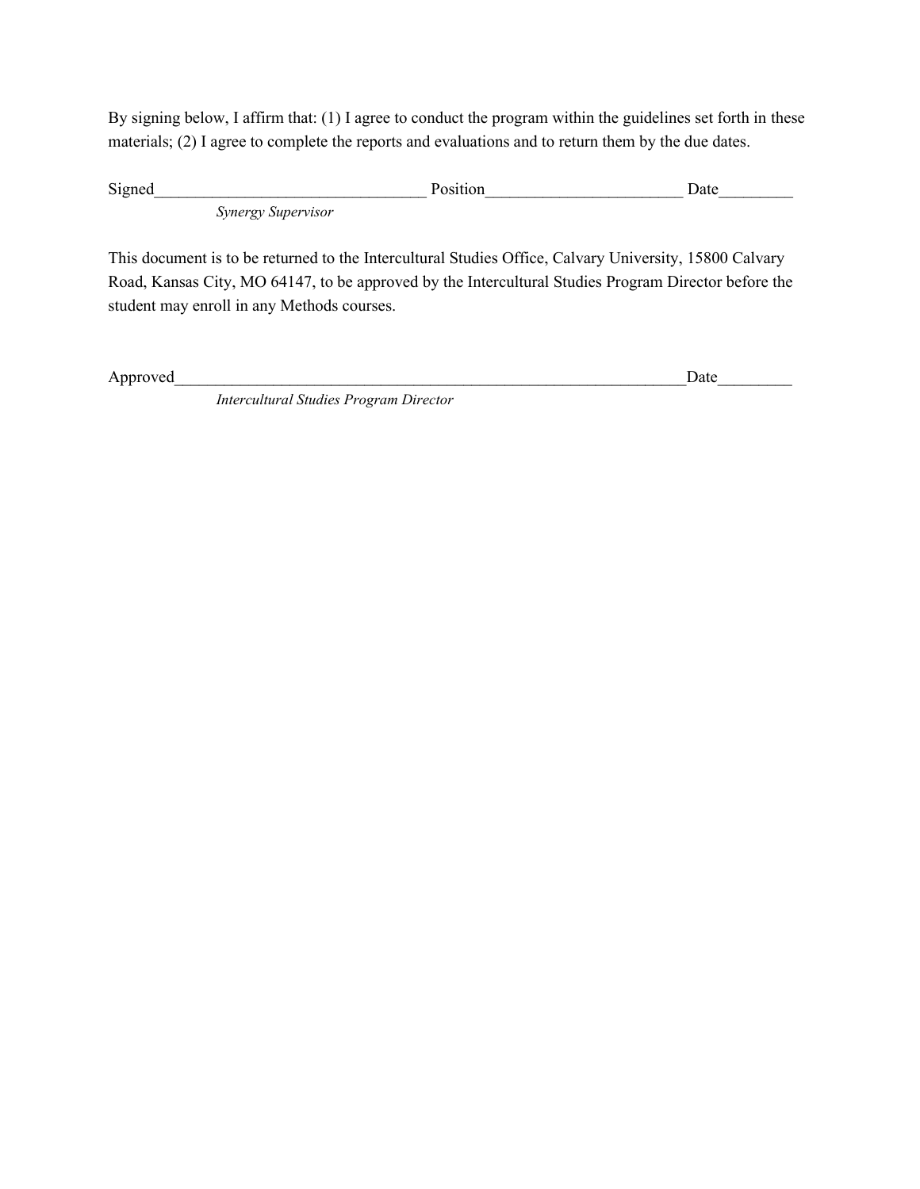By signing below, I affirm that: (1) I agree to conduct the program within the guidelines set forth in these materials; (2) I agree to complete the reports and evaluations and to return them by the due dates.

Signed________________________________ Position_______________________ Date_________

*Synergy Supervisor*

This document is to be returned to the Intercultural Studies Office, Calvary University, 15800 Calvary Road, Kansas City, MO 64147, to be approved by the Intercultural Studies Program Director before the student may enroll in any Methods courses.

Approved____________________________________________________________Date_________

*Intercultural Studies Program Director*